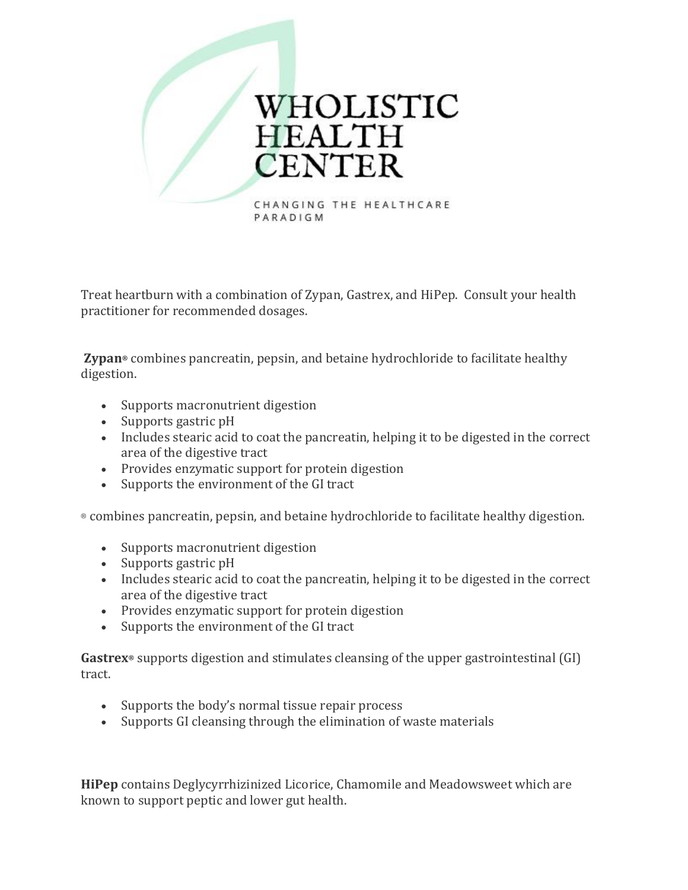# WHOLISTIC HEALTH CENTER

CHANGING THE HEALTHCARE PARADIGM

Treat heartburn with a combination of Zypan, Gastrex, and HiPep. Consult your health practitioner for recommended dosages.

**Zypan®** combines pancreatin, pepsin, and betaine hydrochloride to facilitate healthy digestion.

- Supports macronutrient digestion
- Supports gastric pH
- Includes stearic acid to coat the pancreatin, helping it to be digested in the correct area of the digestive tract
- Provides enzymatic support for protein digestion
- Supports the environment of the GI tract

® combines pancreatin, pepsin, and betaine hydrochloride to facilitate healthy digestion.

- Supports macronutrient digestion
- Supports gastric pH
- Includes stearic acid to coat the pancreatin, helping it to be digested in the correct area of the digestive tract
- Provides enzymatic support for protein digestion
- Supports the environment of the GI tract

**Gastrex®** supports digestion and stimulates cleansing of the upper gastrointestinal (GI) tract.

- Supports the body's normal tissue repair process
- Supports GI cleansing through the elimination of waste materials

**HiPep** contains Deglycyrrhizinized Licorice, Chamomile and Meadowsweet which are known to support peptic and lower gut health.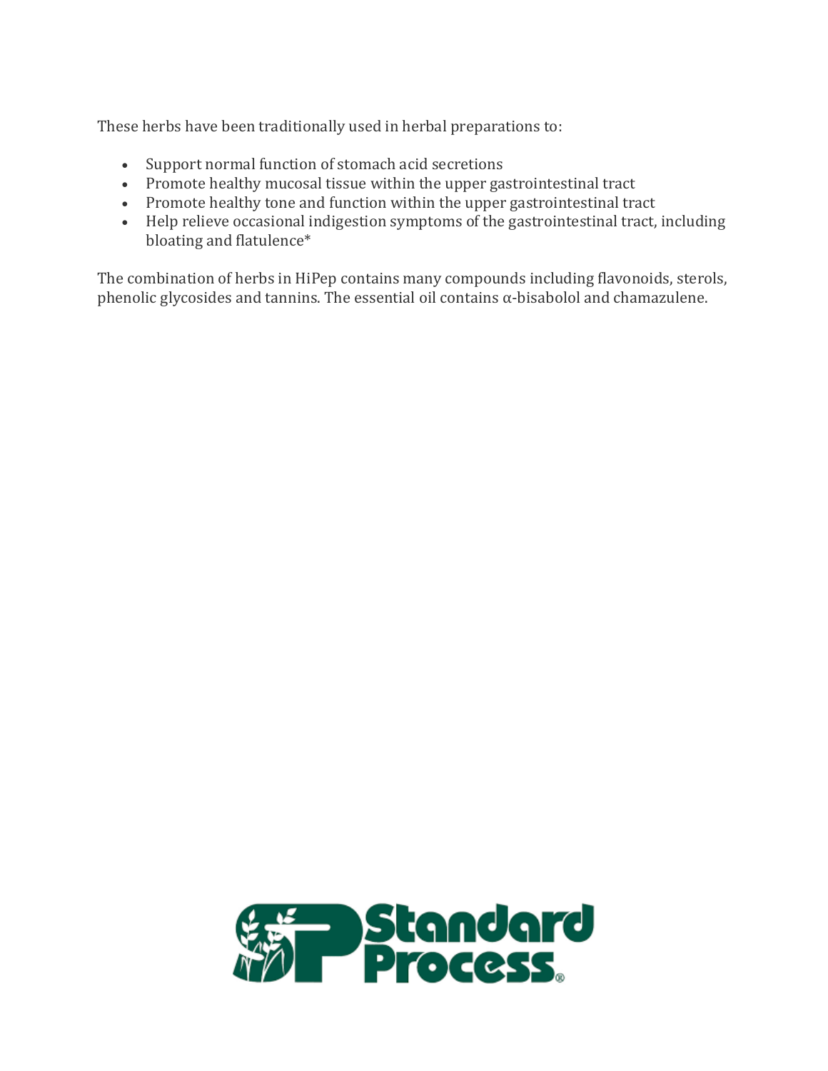These herbs have been traditionally used in herbal preparations to:

- Support normal function of stomach acid secretions
- Promote healthy mucosal tissue within the upper gastrointestinal tract
- Promote healthy tone and function within the upper gastrointestinal tract
- Help relieve occasional indigestion symptoms of the gastrointestinal tract, including bloating and flatulence*

The combination of herbs in HiPep contains many compounds including flavonoids, sterols, phenolic glycosides and tannins. The essential oil contains α-bisabolol and chamazulene.

Standard Process®